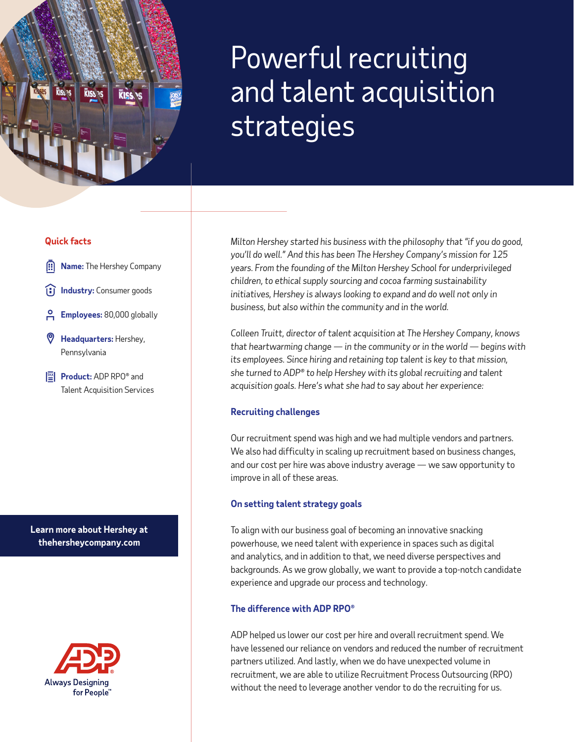# Powerful recruiting and talent acquisition strategies

## Quick facts

- **Name:** The Hershey Company
- **Industry:** Consumer goods
- **Employees:** 80,000 globally
- **Headquarters:** Hershey, Pennsylvania
- **Product:** ADP RPO® and Talent Acquisition Services

**Learn more about Hershey at thehersheycompany.com**

*Milton Hershey started his business with the philosophy that "if you do good, you'll do well." And this has been The Hershey Company's mission for 125 years. From the founding of the Milton Hershey School for underprivileged children, to ethical supply sourcing and cocoa farming sustainability initiatives, Hershey is always looking to expand and do well not only in business, but also within the community and in the world.*

*Colleen Truitt, director of talent acquisition at The Hershey Company, knows that heartwarming change — in the community or in the world — begins with its employees. Since hiring and retaining top talent is key to that mission, she turned to ADP® to help Hershey with its global recruiting and talent acquisition goals. Here's what she had to say about her experience:*

### Recruiting challenges

Our recruitment spend was high and we had multiple vendors and partners. We also had difficulty in scaling up recruitment based on business changes, and our cost per hire was above industry average — we saw opportunity to improve in all of these areas.

### On setting talent strategy goals

To align with our business goal of becoming an innovative snacking powerhouse, we need talent with experience in spaces such as digital and analytics, and in addition to that, we need diverse perspectives and backgrounds. As we grow globally, we want to provide a top-notch candidate experience and upgrade our process and technology.

### The difference with ADP RPO®

ADP helped us lower our cost per hire and overall recruitment spend. We have lessened our reliance on vendors and reduced the number of recruitment partners utilized. And lastly, when we do have unexpected volume in recruitment, we are able to utilize Recruitment Process Outsourcing (RPO) without the need to leverage another vendor to do the recruiting for us.

ADP® Always Designing for People™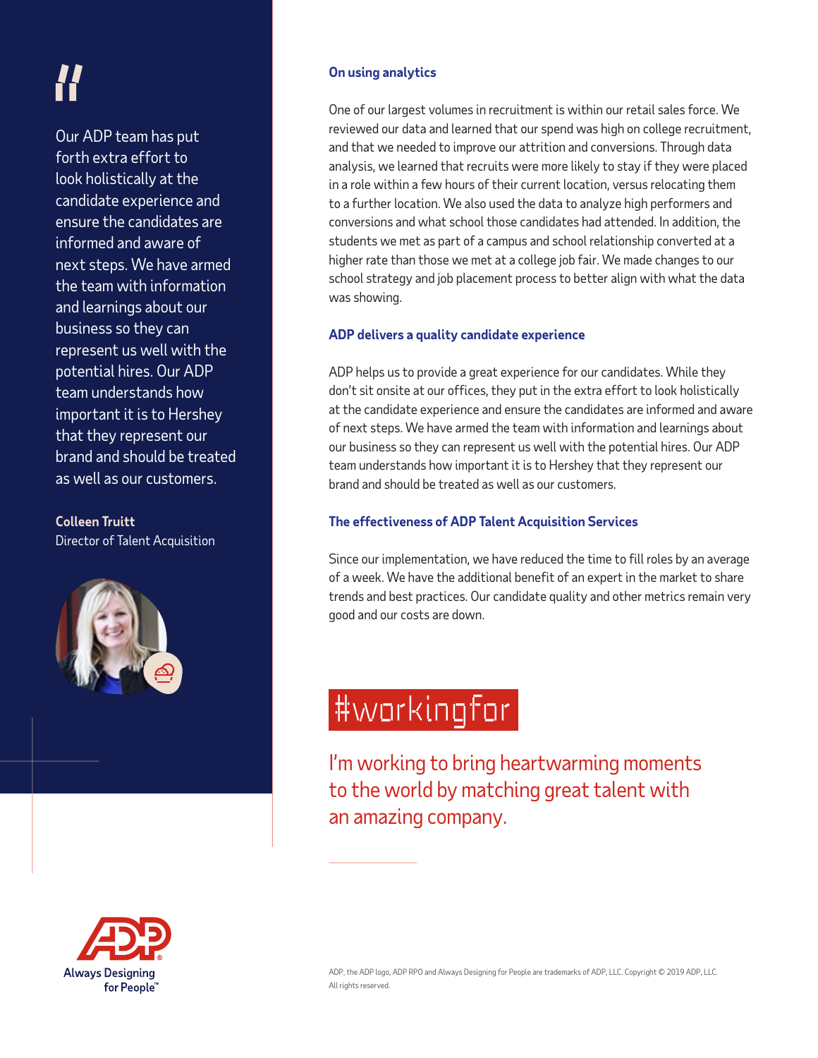> "Our ADP team has put forth extra effort to look holistically at the candidate experience and ensure the candidates are informed and aware of next steps. We have armed the team with information and learnings about our business so they can represent us well with the potential hires. Our ADP team understands how important it is to Hershey that they represent our brand and should be treated as well as our customers.

**Colleen Truitt**
Director of Talent Acquisition

### On using analytics

One of our largest volumes in recruitment is within our retail sales force. We reviewed our data and learned that our spend was high on college recruitment, and that we needed to improve our attrition and conversions. Through data analysis, we learned that recruits were more likely to stay if they were placed in a role within a few hours of their current location, versus relocating them to a further location. We also used the data to analyze high performers and conversions and what school those candidates had attended. In addition, the students we met as part of a campus and school relationship converted at a higher rate than those we met at a college job fair. We made changes to our school strategy and job placement process to better align with what the data was showing.

### ADP delivers a quality candidate experience

ADP helps us to provide a great experience for our candidates. While they don't sit onsite at our offices, they put in the extra effort to look holistically at the candidate experience and ensure the candidates are informed and aware of next steps. We have armed the team with information and learnings about our business so they can represent us well with the potential hires. Our ADP team understands how important it is to Hershey that they represent our brand and should be treated as well as our customers.

### The effectiveness of ADP Talent Acquisition Services

Since our implementation, we have reduced the time to fill roles by an average of a week. We have the additional benefit of an expert in the market to share trends and best practices. Our candidate quality and other metrics remain very good and our costs are down.

#workingfor

I'm working to bring heartwarming moments to the world by matching great talent with an amazing company.

ADP

Always Designing for People™

ADP, the ADP logo, ADP RPO and Always Designing for People are trademarks of ADP, LLC. Copyright © 2019 ADP, LLC. All rights reserved.